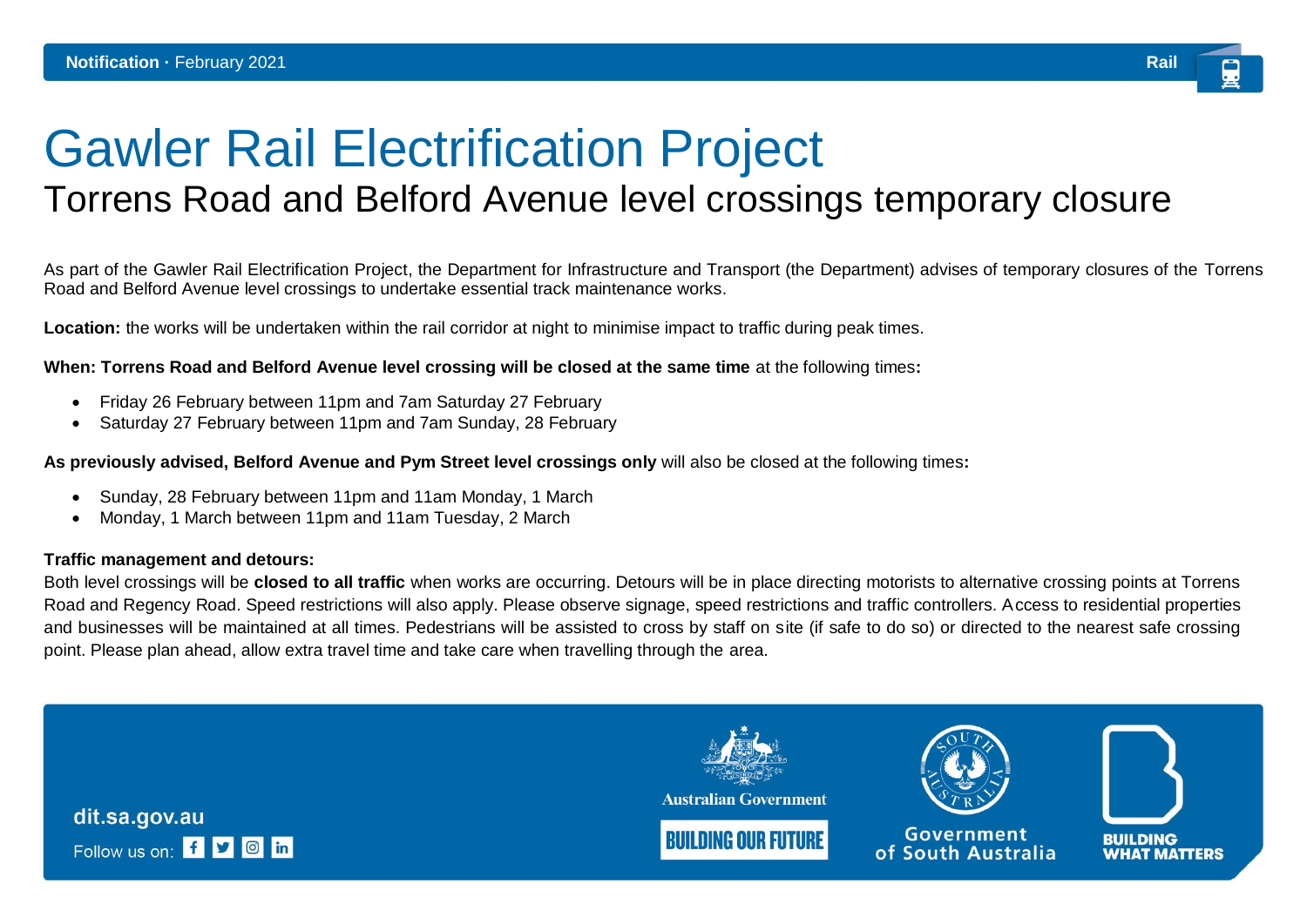**Notification ·** February 2021 **Rail**

# Gawler Rail Electrification Project

## Torrens Road and Belford Avenue level crossings temporary closure

As part of the Gawler Rail Electrification Project, the Department for Infrastructure and Transport (the Department) advises of temporary closures of the Torrens Road and Belford Avenue level crossings to undertake essential track maintenance works.

**Location:** the works will be undertaken within the rail corridor at night to minimise impact to traffic during peak times.

**When: Torrens Road and Belford Avenue level crossing will be closed at the same time** at the following times**:**

- Friday 26 February between 11pm and 7am Saturday 27 February
- Saturday 27 February between 11pm and 7am Sunday, 28 February

**As previously advised, Belford Avenue and Pym Street level crossings only** will also be closed at the following times**:**

- Sunday, 28 February between 11pm and 11am Monday, 1 March
- Monday, 1 March between 11pm and 11am Tuesday, 2 March

**Traffic management and detours:**
Both level crossings will be **closed to all traffic** when works are occurring. Detours will be in place directing motorists to alternative crossing points at Torrens Road and Regency Road. Speed restrictions will also apply. Please observe signage, speed restrictions and traffic controllers. Access to residential properties and businesses will be maintained at all times. Pedestrians will be assisted to cross by staff on site (if safe to do so) or directed to the nearest safe crossing point. Please plan ahead, allow extra travel time and take care when travelling through the area.

dit.sa.gov.au

Follow us on:

Australian Government

BUILDING OUR FUTURE

Government of South Australia

BUILDING WHAT MATTERS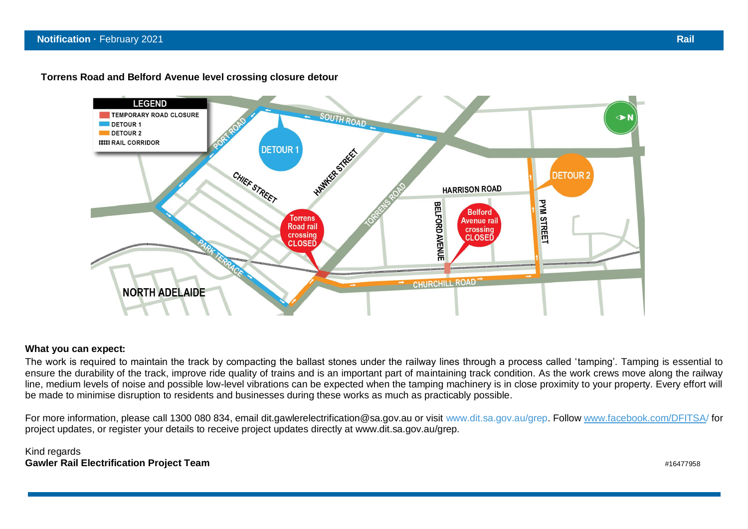**Torrens Road and Belford Avenue level crossing closure detour**

LEGEND
TEMPORARY ROAD CLOSURE
DETOUR 1
DETOUR 2
RAIL CORRIDOR

SOUTH ROAD
PORT ROAD
DETOUR 1
HAWKER STREET
CHIEF STREET
TORRENS ROAD
HARRISON ROAD
DETOUR 2
PYM STREET
BELFORD AVENUE
Belford Avenue rail crossing CLOSED
Torrens Road rail crossing CLOSED
PARK TERRACE
CHURCHILL ROAD
NORTH ADELAIDE
N

**What you can expect:**

The work is required to maintain the track by compacting the ballast stones under the railway lines through a process called 'tamping'. Tamping is essential to ensure the durability of the track, improve ride quality of trains and is an important part of maintaining track condition. As the work crews move along the railway line, medium levels of noise and possible low-level vibrations can be expected when the tamping machinery is in close proximity to your property. Every effort will be made to minimise disruption to residents and businesses during these works as much as practicably possible.

For more information, please call 1300 080 834, email dit.gawlerelectrification@sa.gov.au or visit www.dit.sa.gov.au/grep. Follow www.facebook.com/DFITSA/ for project updates, or register your details to receive project updates directly at www.dit.sa.gov.au/grep.

Kind regards

**Gawler Rail Electrification Project Team**

#16477958